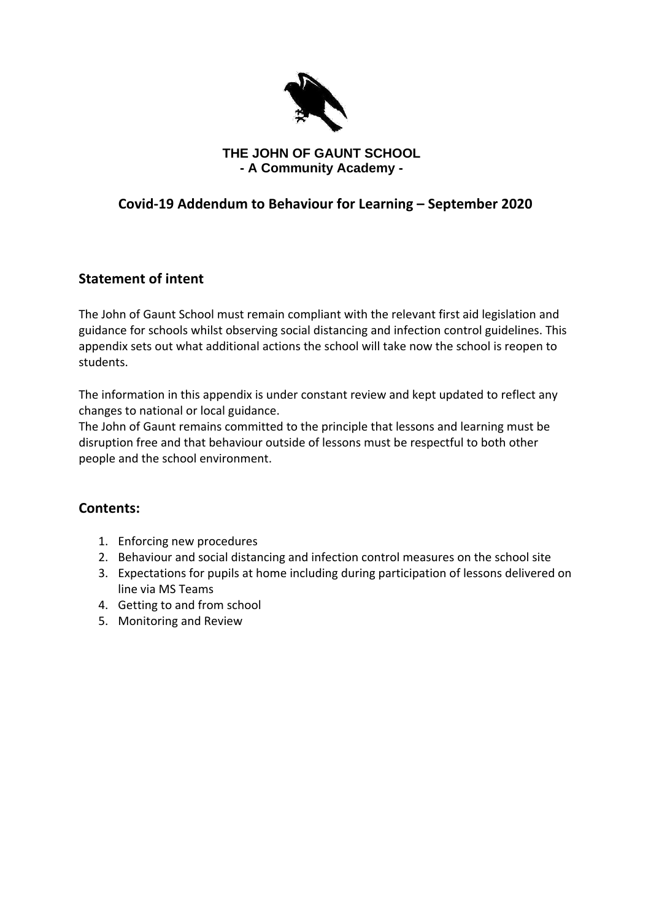**THE JOHN OF GAUNT SCHOOL**
**- A Community Academy -**

# Covid-19 Addendum to Behaviour for Learning – September 2020

## Statement of intent

The John of Gaunt School must remain compliant with the relevant first aid legislation and guidance for schools whilst observing social distancing and infection control guidelines. This appendix sets out what additional actions the school will take now the school is reopen to students.

The information in this appendix is under constant review and kept updated to reflect any changes to national or local guidance.
The John of Gaunt remains committed to the principle that lessons and learning must be disruption free and that behaviour outside of lessons must be respectful to both other people and the school environment.

## Contents:

1. Enforcing new procedures
2. Behaviour and social distancing and infection control measures on the school site
3. Expectations for pupils at home including during participation of lessons delivered on line via MS Teams
4. Getting to and from school
5. Monitoring and Review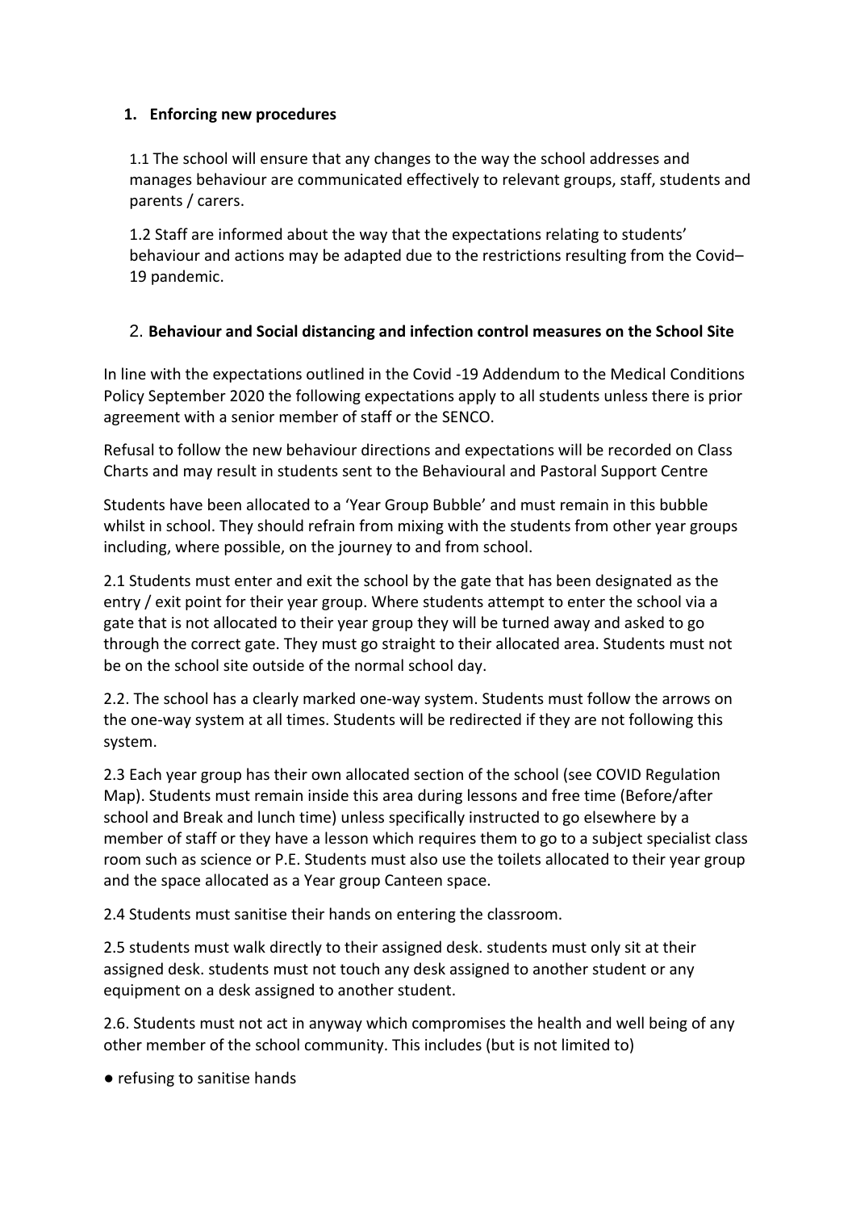1. **Enforcing new procedures**

1.1 The school will ensure that any changes to the way the school addresses and manages behaviour are communicated effectively to relevant groups, staff, students and parents / carers.

1.2 Staff are informed about the way that the expectations relating to students' behaviour and actions may be adapted due to the restrictions resulting from the Covid–19 pandemic.

2. **Behaviour and Social distancing and infection control measures on the School Site**

In line with the expectations outlined in the Covid -19 Addendum to the Medical Conditions Policy September 2020 the following expectations apply to all students unless there is prior agreement with a senior member of staff or the SENCO.

Refusal to follow the new behaviour directions and expectations will be recorded on Class Charts and may result in students sent to the Behavioural and Pastoral Support Centre

Students have been allocated to a 'Year Group Bubble' and must remain in this bubble whilst in school. They should refrain from mixing with the students from other year groups including, where possible, on the journey to and from school.

2.1 Students must enter and exit the school by the gate that has been designated as the entry / exit point for their year group. Where students attempt to enter the school via a gate that is not allocated to their year group they will be turned away and asked to go through the correct gate. They must go straight to their allocated area. Students must not be on the school site outside of the normal school day.

2.2. The school has a clearly marked one-way system. Students must follow the arrows on the one-way system at all times. Students will be redirected if they are not following this system.

2.3 Each year group has their own allocated section of the school (see COVID Regulation Map). Students must remain inside this area during lessons and free time (Before/after school and Break and lunch time) unless specifically instructed to go elsewhere by a member of staff or they have a lesson which requires them to go to a subject specialist class room such as science or P.E. Students must also use the toilets allocated to their year group and the space allocated as a Year group Canteen space.

2.4 Students must sanitise their hands on entering the classroom.

2.5 students must walk directly to their assigned desk. students must only sit at their assigned desk. students must not touch any desk assigned to another student or any equipment on a desk assigned to another student.

2.6. Students must not act in anyway which compromises the health and well being of any other member of the school community. This includes (but is not limited to)

- refusing to sanitise hands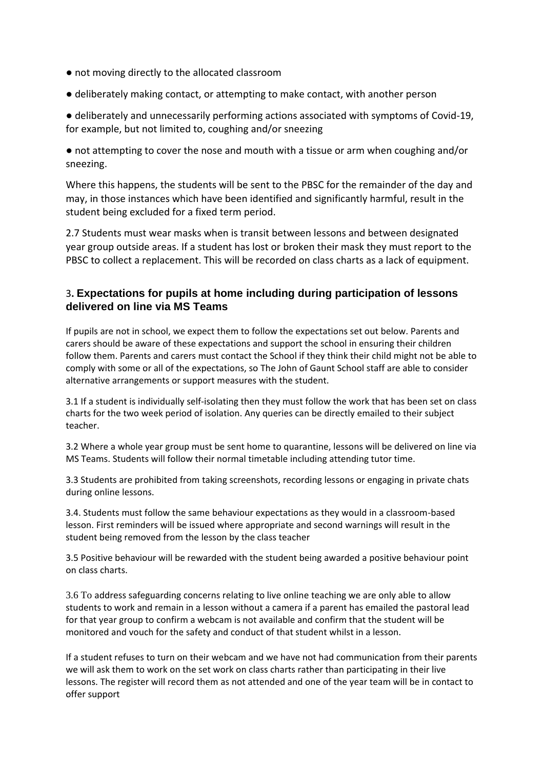- not moving directly to the allocated classroom
- deliberately making contact, or attempting to make contact, with another person
- deliberately and unnecessarily performing actions associated with symptoms of Covid-19, for example, but not limited to, coughing and/or sneezing
- not attempting to cover the nose and mouth with a tissue or arm when coughing and/or sneezing.

Where this happens, the students will be sent to the PBSC for the remainder of the day and may, in those instances which have been identified and significantly harmful, result in the student being excluded for a fixed term period.

2.7 Students must wear masks when is transit between lessons and between designated year group outside areas. If a student has lost or broken their mask they must report to the PBSC to collect a replacement. This will be recorded on class charts as a lack of equipment.

## 3. Expectations for pupils at home including during participation of lessons delivered on line via MS Teams

If pupils are not in school, we expect them to follow the expectations set out below. Parents and carers should be aware of these expectations and support the school in ensuring their children follow them. Parents and carers must contact the School if they think their child might not be able to comply with some or all of the expectations, so The John of Gaunt School staff are able to consider alternative arrangements or support measures with the student.

3.1 If a student is individually self-isolating then they must follow the work that has been set on class charts for the two week period of isolation. Any queries can be directly emailed to their subject teacher.

3.2 Where a whole year group must be sent home to quarantine, lessons will be delivered on line via MS Teams. Students will follow their normal timetable including attending tutor time.

3.3 Students are prohibited from taking screenshots, recording lessons or engaging in private chats during online lessons.

3.4. Students must follow the same behaviour expectations as they would in a classroom-based lesson. First reminders will be issued where appropriate and second warnings will result in the student being removed from the lesson by the class teacher

3.5 Positive behaviour will be rewarded with the student being awarded a positive behaviour point on class charts.

3.6 To address safeguarding concerns relating to live online teaching we are only able to allow students to work and remain in a lesson without a camera if a parent has emailed the pastoral lead for that year group to confirm a webcam is not available and confirm that the student will be monitored and vouch for the safety and conduct of that student whilst in a lesson.

If a student refuses to turn on their webcam and we have not had communication from their parents we will ask them to work on the set work on class charts rather than participating in their live lessons. The register will record them as not attended and one of the year team will be in contact to offer support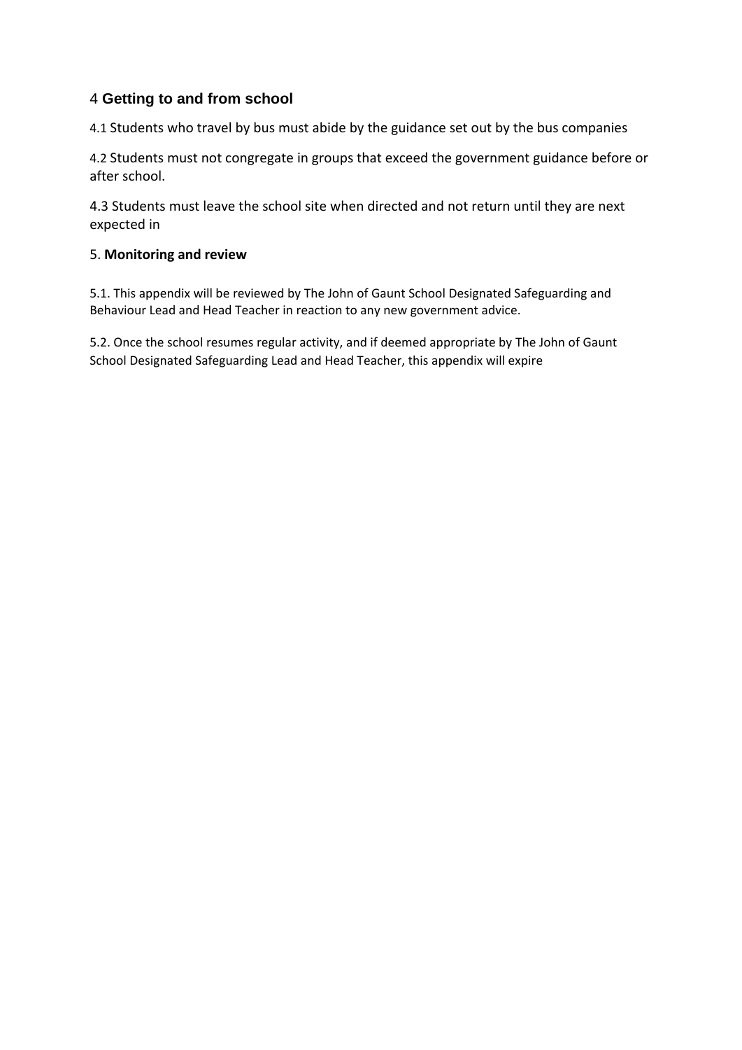## 4 Getting to and from school

4.1 Students who travel by bus must abide by the guidance set out by the bus companies

4.2 Students must not congregate in groups that exceed the government guidance before or after school.

4.3 Students must leave the school site when directed and not return until they are next expected in

## 5. Monitoring and review

5.1. This appendix will be reviewed by The John of Gaunt School Designated Safeguarding and Behaviour Lead and Head Teacher in reaction to any new government advice.

5.2. Once the school resumes regular activity, and if deemed appropriate by The John of Gaunt School Designated Safeguarding Lead and Head Teacher, this appendix will expire